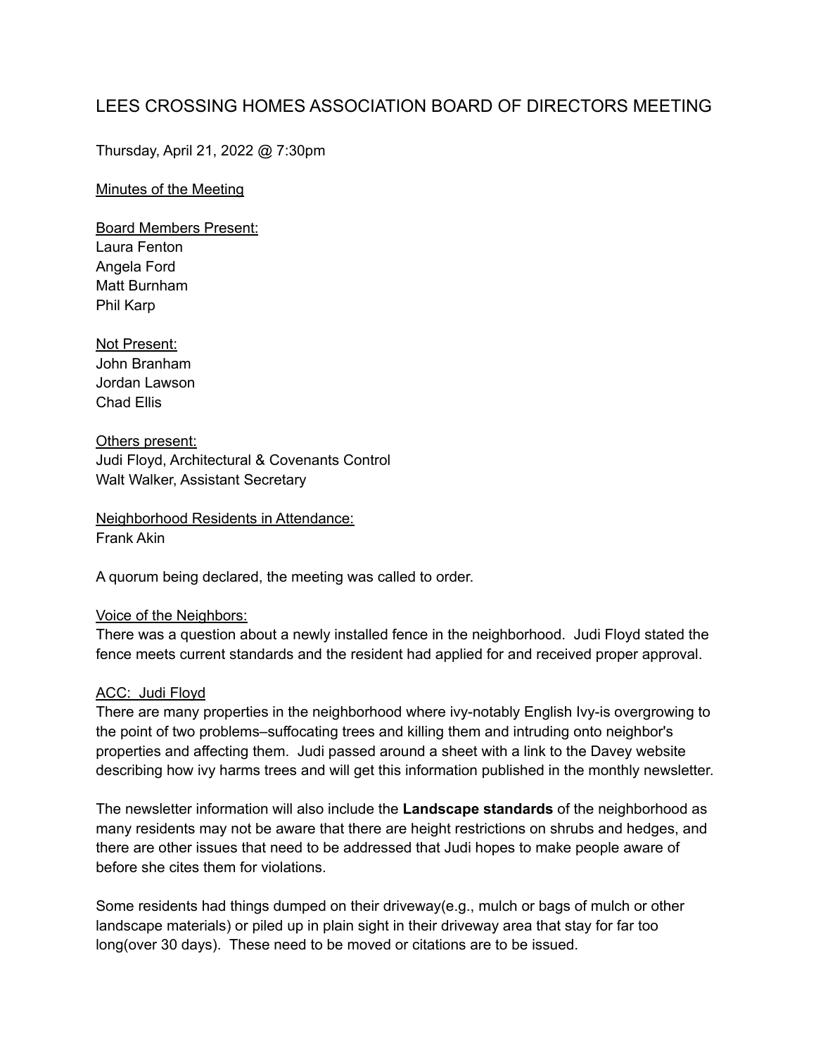# LEES CROSSING HOMES ASSOCIATION BOARD OF DIRECTORS MEETING

Thursday, April 21, 2022 @ 7:30pm

Minutes of the Meeting

Board Members Present:
Laura Fenton
Angela Ford
Matt Burnham
Phil Karp

Not Present:
John Branham
Jordan Lawson
Chad Ellis

Others present:
Judi Floyd, Architectural & Covenants Control
Walt Walker, Assistant Secretary

Neighborhood Residents in Attendance:
Frank Akin

A quorum being declared, the meeting was called to order.

Voice of the Neighbors:
There was a question about a newly installed fence in the neighborhood. Judi Floyd stated the fence meets current standards and the resident had applied for and received proper approval.

ACC: Judi Floyd
There are many properties in the neighborhood where ivy-notably English Ivy-is overgrowing to the point of two problems–suffocating trees and killing them and intruding onto neighbor's properties and affecting them. Judi passed around a sheet with a link to the Davey website describing how ivy harms trees and will get this information published in the monthly newsletter.

The newsletter information will also include the **Landscape standards** of the neighborhood as many residents may not be aware that there are height restrictions on shrubs and hedges, and there are other issues that need to be addressed that Judi hopes to make people aware of before she cites them for violations.

Some residents had things dumped on their driveway(e.g., mulch or bags of mulch or other landscape materials) or piled up in plain sight in their driveway area that stay for far too long(over 30 days). These need to be moved or citations are to be issued.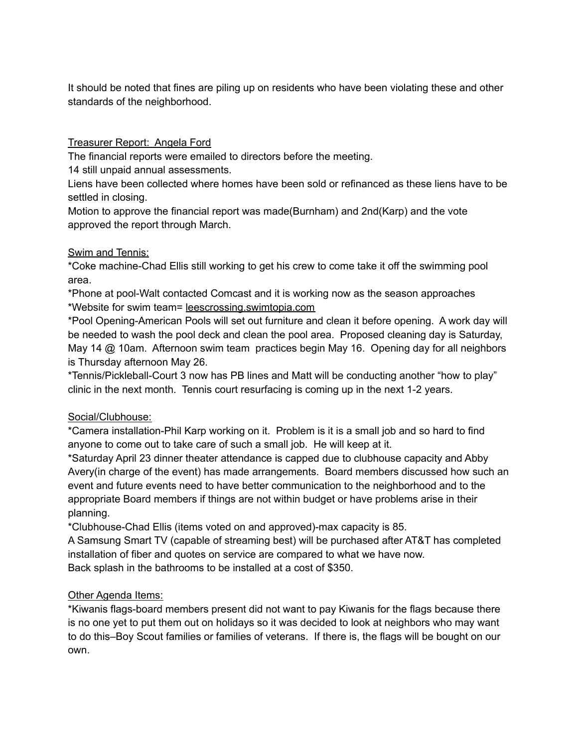It should be noted that fines are piling up on residents who have been violating these and other standards of the neighborhood.

<u>Treasurer Report: Angela Ford</u>

The financial reports were emailed to directors before the meeting.

14 still unpaid annual assessments.

Liens have been collected where homes have been sold or refinanced as these liens have to be settled in closing.

Motion to approve the financial report was made(Burnham) and 2nd(Karp) and the vote approved the report through March.

<u>Swim and Tennis:</u>

*Coke machine-Chad Ellis still working to get his crew to come take it off the swimming pool area.

*Phone at pool-Walt contacted Comcast and it is working now as the season approaches

*Website for swim team= leescrossing.swimtopia.com

*Pool Opening-American Pools will set out furniture and clean it before opening. A work day will be needed to wash the pool deck and clean the pool area. Proposed cleaning day is Saturday, May 14 @ 10am. Afternoon swim team practices begin May 16. Opening day for all neighbors is Thursday afternoon May 26.

*Tennis/Pickleball-Court 3 now has PB lines and Matt will be conducting another "how to play" clinic in the next month. Tennis court resurfacing is coming up in the next 1-2 years.

<u>Social/Clubhouse:</u>

*Camera installation-Phil Karp working on it. Problem is it is a small job and so hard to find anyone to come out to take care of such a small job. He will keep at it.

*Saturday April 23 dinner theater attendance is capped due to clubhouse capacity and Abby Avery(in charge of the event) has made arrangements. Board members discussed how such an event and future events need to have better communication to the neighborhood and to the appropriate Board members if things are not within budget or have problems arise in their planning.

*Clubhouse-Chad Ellis (items voted on and approved)-max capacity is 85.

A Samsung Smart TV (capable of streaming best) will be purchased after AT&T has completed installation of fiber and quotes on service are compared to what we have now.

Back splash in the bathrooms to be installed at a cost of $350.

<u>Other Agenda Items:</u>

*Kiwanis flags-board members present did not want to pay Kiwanis for the flags because there is no one yet to put them out on holidays so it was decided to look at neighbors who may want to do this–Boy Scout families or families of veterans. If there is, the flags will be bought on our own.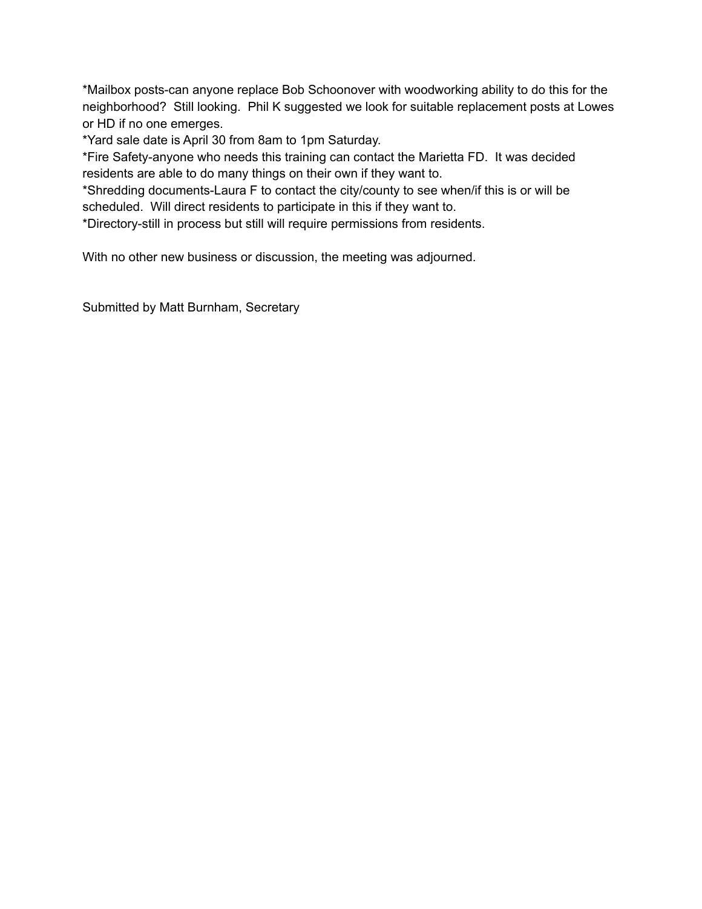*Mailbox posts-can anyone replace Bob Schoonover with woodworking ability to do this for the neighborhood? Still looking. Phil K suggested we look for suitable replacement posts at Lowes or HD if no one emerges.
*Yard sale date is April 30 from 8am to 1pm Saturday.
*Fire Safety-anyone who needs this training can contact the Marietta FD. It was decided residents are able to do many things on their own if they want to.
*Shredding documents-Laura F to contact the city/county to see when/if this is or will be scheduled. Will direct residents to participate in this if they want to.
*Directory-still in process but still will require permissions from residents.

With no other new business or discussion, the meeting was adjourned.

Submitted by Matt Burnham, Secretary